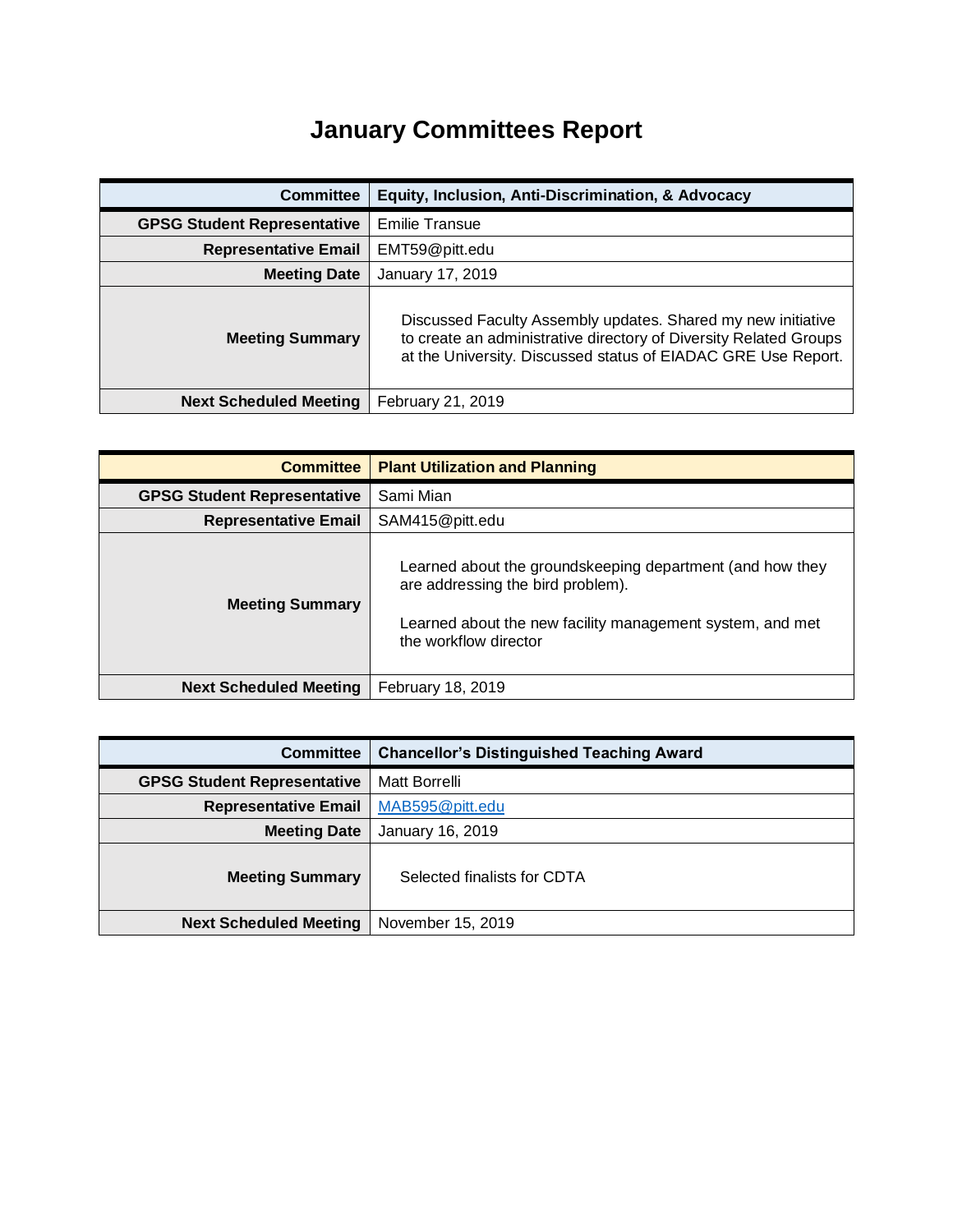# January Committees Report

| | |
|---|---|
| **Committee** | **Equity, Inclusion, Anti-Discrimination, & Advocacy** |
| **GPSG Student Representative** | Emilie Transue |
| **Representative Email** | EMT59@pitt.edu |
| **Meeting Date** | January 17, 2019 |
| **Meeting Summary** | Discussed Faculty Assembly updates. Shared my new initiative to create an administrative directory of Diversity Related Groups at the University. Discussed status of EIADAC GRE Use Report. |
| **Next Scheduled Meeting** | February 21, 2019 |

| | |
|---|---|
| **Committee** | **Plant Utilization and Planning** |
| **GPSG Student Representative** | Sami Mian |
| **Representative Email** | SAM415@pitt.edu |
| **Meeting Summary** | Learned about the groundskeeping department (and how they are addressing the bird problem).<br><br>Learned about the new facility management system, and met the workflow director |
| **Next Scheduled Meeting** | February 18, 2019 |

| | |
|---|---|
| **Committee** | **Chancellor's Distinguished Teaching Award** |
| **GPSG Student Representative** | Matt Borrelli |
| **Representative Email** | MAB595@pitt.edu |
| **Meeting Date** | January 16, 2019 |
| **Meeting Summary** | Selected finalists for CDTA |
| **Next Scheduled Meeting** | November 15, 2019 |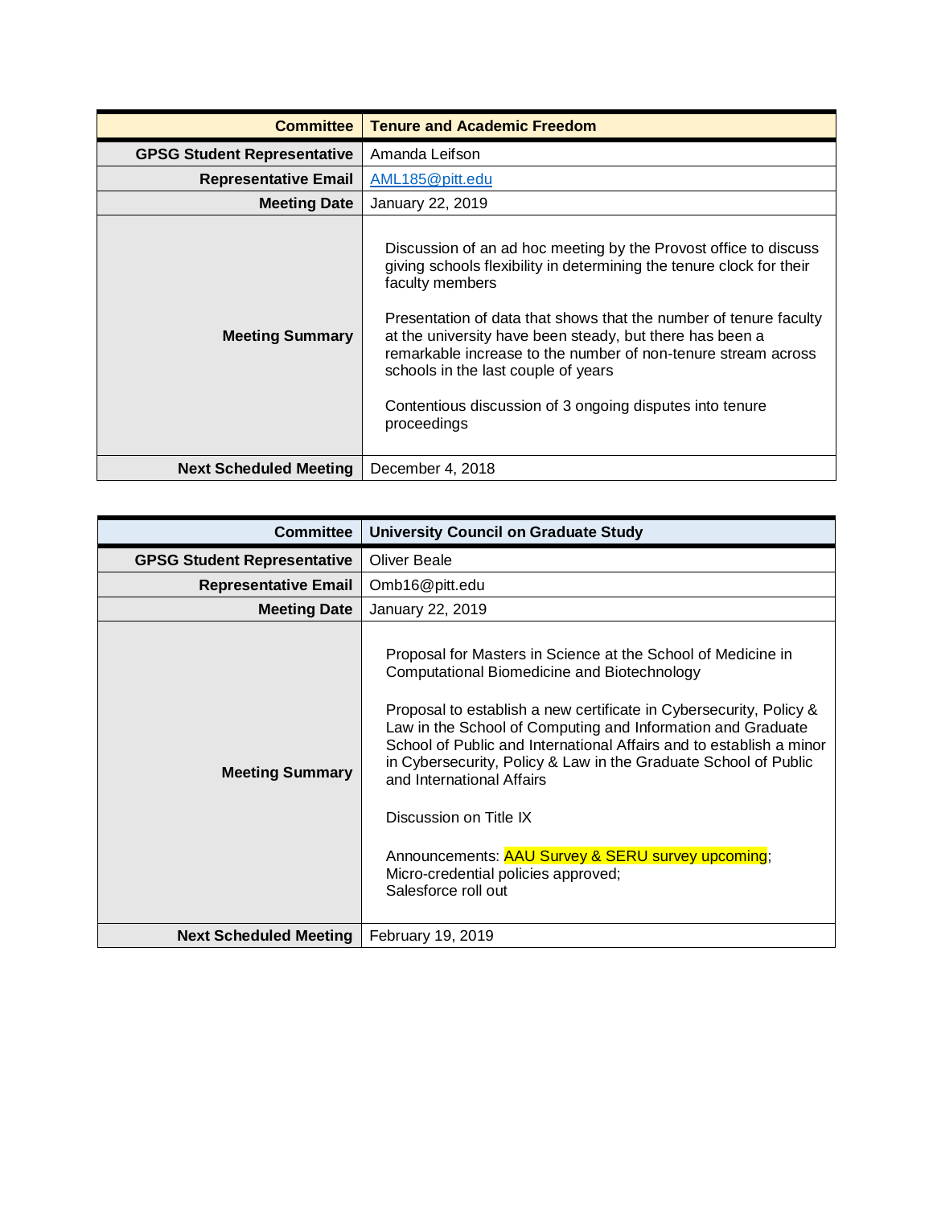| Committee | Tenure and Academic Freedom |
| --- | --- |
| GPSG Student Representative | Amanda Leifson |
| Representative Email | AML185@pitt.edu |
| Meeting Date | January 22, 2019 |
| Meeting Summary | Discussion of an ad hoc meeting by the Provost office to discuss giving schools flexibility in determining the tenure clock for their faculty members<br><br>Presentation of data that shows that the number of tenure faculty at the university have been steady, but there has been a remarkable increase to the number of non-tenure stream across schools in the last couple of years<br><br>Contentious discussion of 3 ongoing disputes into tenure proceedings |
| Next Scheduled Meeting | December 4, 2018 |

| Committee | University Council on Graduate Study |
| --- | --- |
| GPSG Student Representative | Oliver Beale |
| Representative Email | Omb16@pitt.edu |
| Meeting Date | January 22, 2019 |
| Meeting Summary | Proposal for Masters in Science at the School of Medicine in Computational Biomedicine and Biotechnology<br><br>Proposal to establish a new certificate in Cybersecurity, Policy & Law in the School of Computing and Information and Graduate School of Public and International Affairs and to establish a minor in Cybersecurity, Policy & Law in the Graduate School of Public and International Affairs<br><br>Discussion on Title IX<br><br>Announcements: AAU Survey & SERU survey upcoming;<br>Micro-credential policies approved;<br>Salesforce roll out |
| Next Scheduled Meeting | February 19, 2019 |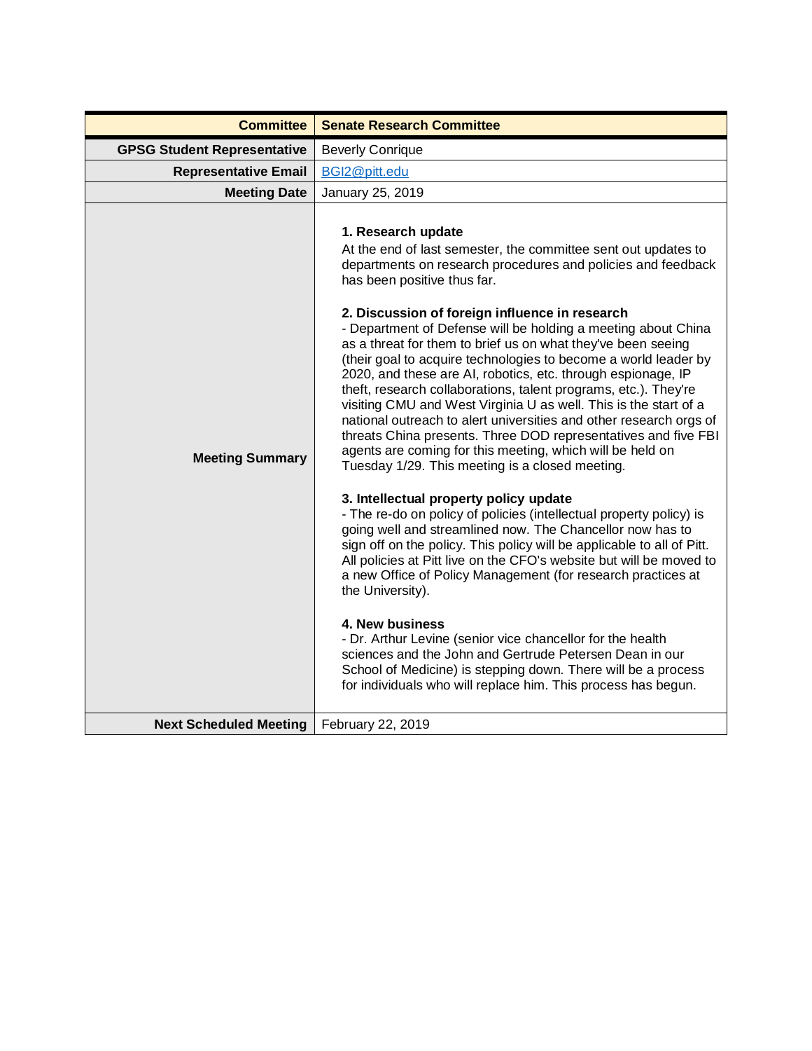| | |
|---|---|
| **Committee** | **Senate Research Committee** |
| **GPSG Student Representative** | Beverly Conrique |
| **Representative Email** | BGI2@pitt.edu |
| **Meeting Date** | January 25, 2019 |
| **Meeting Summary** | **1. Research update**<br>At the end of last semester, the committee sent out updates to departments on research procedures and policies and feedback has been positive thus far.<br><br>**2. Discussion of foreign influence in research**<br>- Department of Defense will be holding a meeting about China as a threat for them to brief us on what they've been seeing (their goal to acquire technologies to become a world leader by 2020, and these are AI, robotics, etc. through espionage, IP theft, research collaborations, talent programs, etc.). They're visiting CMU and West Virginia U as well. This is the start of a national outreach to alert universities and other research orgs of threats China presents. Three DOD representatives and five FBI agents are coming for this meeting, which will be held on Tuesday 1/29. This meeting is a closed meeting.<br><br>**3. Intellectual property policy update**<br>- The re-do on policy of policies (intellectual property policy) is going well and streamlined now. The Chancellor now has to sign off on the policy. This policy will be applicable to all of Pitt. All policies at Pitt live on the CFO's website but will be moved to a new Office of Policy Management (for research practices at the University).<br><br>**4. New business**<br>- Dr. Arthur Levine (senior vice chancellor for the health sciences and the John and Gertrude Petersen Dean in our School of Medicine) is stepping down. There will be a process for individuals who will replace him. This process has begun. |
| **Next Scheduled Meeting** | February 22, 2019 |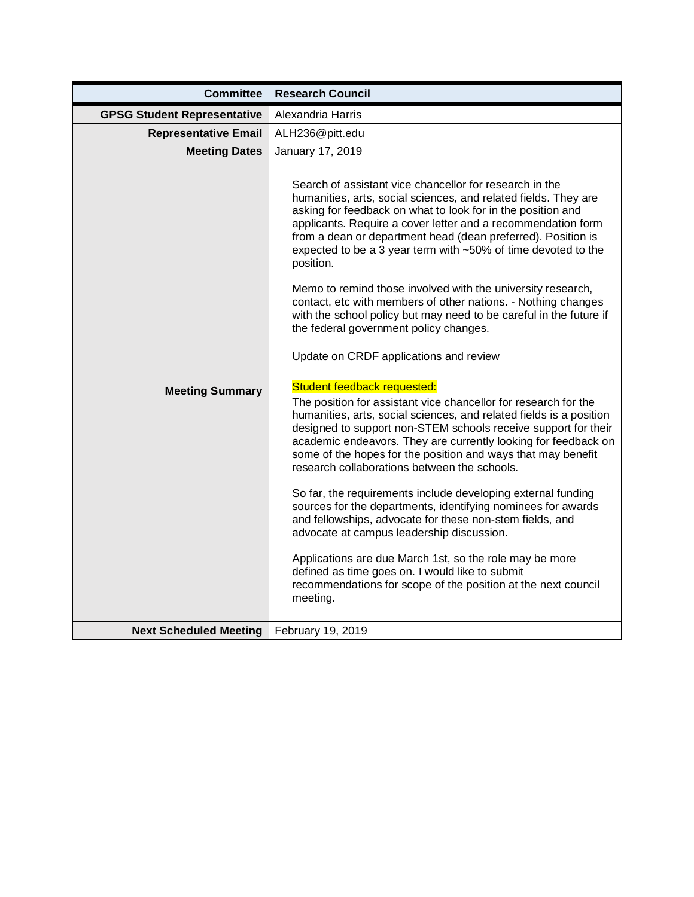| | |
|---|---|
| **Committee** | **Research Council** |
| **GPSG Student Representative** | Alexandria Harris |
| **Representative Email** | ALH236@pitt.edu |
| **Meeting Dates** | January 17, 2019 |
| **Meeting Summary** | Search of assistant vice chancellor for research in the humanities, arts, social sciences, and related fields. They are asking for feedback on what to look for in the position and applicants. Require a cover letter and a recommendation form from a dean or department head (dean preferred). Position is expected to be a 3 year term with ~50% of time devoted to the position.<br><br>Memo to remind those involved with the university research, contact, etc with members of other nations. - Nothing changes with the school policy but may need to be careful in the future if the federal government policy changes.<br><br>Update on CRDF applications and review<br><br>Student feedback requested:<br>The position for assistant vice chancellor for research for the humanities, arts, social sciences, and related fields is a position designed to support non-STEM schools receive support for their academic endeavors. They are currently looking for feedback on some of the hopes for the position and ways that may benefit research collaborations between the schools.<br><br>So far, the requirements include developing external funding sources for the departments, identifying nominees for awards and fellowships, advocate for these non-stem fields, and advocate at campus leadership discussion.<br><br>Applications are due March 1st, so the role may be more defined as time goes on. I would like to submit recommendations for scope of the position at the next council meeting. |
| **Next Scheduled Meeting** | February 19, 2019 |